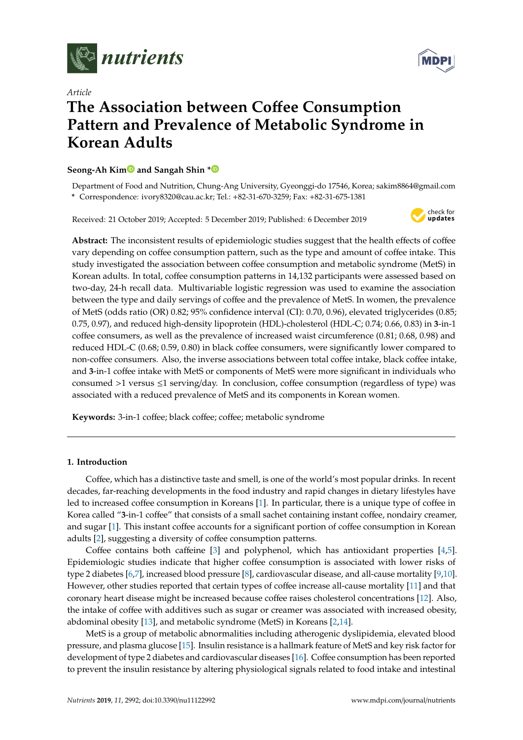*Article*

# The Association between Coffee Consumption Pattern and Prevalence of Metabolic Syndrome in Korean Adults

**Seong-Ah Kim and Sangah Shin ***

Department of Food and Nutrition, Chung-Ang University, Gyeonggi-do 17546, Korea; sakim8864@gmail.com
* Correspondence: ivory8320@cau.ac.kr; Tel.: +82-31-670-3259; Fax: +82-31-675-1381

Received: 21 October 2019; Accepted: 5 December 2019; Published: 6 December 2019

**Abstract:** The inconsistent results of epidemiologic studies suggest that the health effects of coffee vary depending on coffee consumption pattern, such as the type and amount of coffee intake. This study investigated the association between coffee consumption and metabolic syndrome (MetS) in Korean adults. In total, coffee consumption patterns in 14,132 participants were assessed based on two-day, 24-h recall data. Multivariable logistic regression was used to examine the association between the type and daily servings of coffee and the prevalence of MetS. In women, the prevalence of MetS (odds ratio (OR) 0.82; 95% confidence interval (CI): 0.70, 0.96), elevated triglycerides (0.85; 0.75, 0.97), and reduced high-density lipoprotein (HDL)-cholesterol (HDL-C; 0.74; 0.66, 0.83) in **3**-in-1 coffee consumers, as well as the prevalence of increased waist circumference (0.81; 0.68, 0.98) and reduced HDL-C (0.68; 0.59, 0.80) in black coffee consumers, were significantly lower compared to non-coffee consumers. Also, the inverse associations between total coffee intake, black coffee intake, and **3**-in-1 coffee intake with MetS or components of MetS were more significant in individuals who consumed >1 versus ≤1 serving/day. In conclusion, coffee consumption (regardless of type) was associated with a reduced prevalence of MetS and its components in Korean women.

**Keywords:** 3-in-1 coffee; black coffee; coffee; metabolic syndrome

## 1. Introduction

Coffee, which has a distinctive taste and smell, is one of the world's most popular drinks. In recent decades, far-reaching developments in the food industry and rapid changes in dietary lifestyles have led to increased coffee consumption in Koreans [1]. In particular, there is a unique type of coffee in Korea called "**3**-in-1 coffee" that consists of a small sachet containing instant coffee, nondairy creamer, and sugar [1]. This instant coffee accounts for a significant portion of coffee consumption in Korean adults [2], suggesting a diversity of coffee consumption patterns.

Coffee contains both caffeine [3] and polyphenol, which has antioxidant properties [4,5]. Epidemiologic studies indicate that higher coffee consumption is associated with lower risks of type 2 diabetes [6,7], increased blood pressure [8], cardiovascular disease, and all-cause mortality [9,10]. However, other studies reported that certain types of coffee increase all-cause mortality [11] and that coronary heart disease might be increased because coffee raises cholesterol concentrations [12]. Also, the intake of coffee with additives such as sugar or creamer was associated with increased obesity, abdominal obesity [13], and metabolic syndrome (MetS) in Koreans [2,14].

MetS is a group of metabolic abnormalities including atherogenic dyslipidemia, elevated blood pressure, and plasma glucose [15]. Insulin resistance is a hallmark feature of MetS and key risk factor for development of type 2 diabetes and cardiovascular diseases [16]. Coffee consumption has been reported to prevent the insulin resistance by altering physiological signals related to food intake and intestinal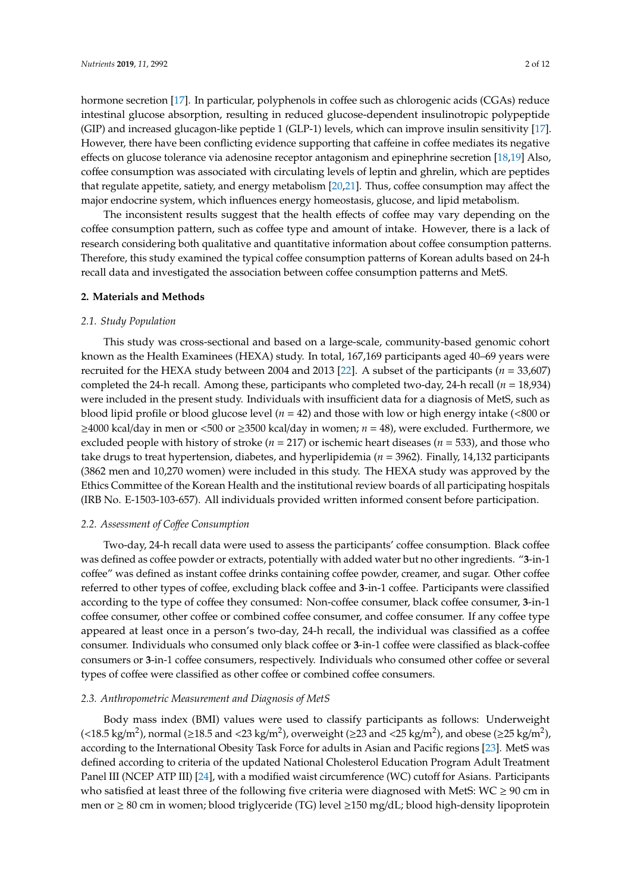hormone secretion [17]. In particular, polyphenols in coffee such as chlorogenic acids (CGAs) reduce intestinal glucose absorption, resulting in reduced glucose-dependent insulinotropic polypeptide (GIP) and increased glucagon-like peptide 1 (GLP-1) levels, which can improve insulin sensitivity [17]. However, there have been conflicting evidence supporting that caffeine in coffee mediates its negative effects on glucose tolerance via adenosine receptor antagonism and epinephrine secretion [18,19] Also, coffee consumption was associated with circulating levels of leptin and ghrelin, which are peptides that regulate appetite, satiety, and energy metabolism [20,21]. Thus, coffee consumption may affect the major endocrine system, which influences energy homeostasis, glucose, and lipid metabolism.

The inconsistent results suggest that the health effects of coffee may vary depending on the coffee consumption pattern, such as coffee type and amount of intake. However, there is a lack of research considering both qualitative and quantitative information about coffee consumption patterns. Therefore, this study examined the typical coffee consumption patterns of Korean adults based on 24-h recall data and investigated the association between coffee consumption patterns and MetS.

## 2. Materials and Methods

### 2.1. Study Population

This study was cross-sectional and based on a large-scale, community-based genomic cohort known as the Health Examinees (HEXA) study. In total, 167,169 participants aged 40–69 years were recruited for the HEXA study between 2004 and 2013 [22]. A subset of the participants ($n$ = 33,607) completed the 24-h recall. Among these, participants who completed two-day, 24-h recall ($n$ = 18,934) were included in the present study. Individuals with insufficient data for a diagnosis of MetS, such as blood lipid profile or blood glucose level ($n$ = 42) and those with low or high energy intake (<800 or ≥4000 kcal/day in men or <500 or ≥3500 kcal/day in women; $n$ = 48), were excluded. Furthermore, we excluded people with history of stroke ($n$ = 217) or ischemic heart diseases ($n$ = 533), and those who take drugs to treat hypertension, diabetes, and hyperlipidemia ($n$ = 3962). Finally, 14,132 participants (3862 men and 10,270 women) were included in this study. The HEXA study was approved by the Ethics Committee of the Korean Health and the institutional review boards of all participating hospitals (IRB No. E-1503-103-657). All individuals provided written informed consent before participation.

### 2.2. Assessment of Coffee Consumption

Two-day, 24-h recall data were used to assess the participants' coffee consumption. Black coffee was defined as coffee powder or extracts, potentially with added water but no other ingredients. "**3**-in-1 coffee" was defined as instant coffee drinks containing coffee powder, creamer, and sugar. Other coffee referred to other types of coffee, excluding black coffee and **3**-in-1 coffee. Participants were classified according to the type of coffee they consumed: Non-coffee consumer, black coffee consumer, **3**-in-1 coffee consumer, other coffee or combined coffee consumer, and coffee consumer. If any coffee type appeared at least once in a person's two-day, 24-h recall, the individual was classified as a coffee consumer. Individuals who consumed only black coffee or **3**-in-1 coffee were classified as black-coffee consumers or **3**-in-1 coffee consumers, respectively. Individuals who consumed other coffee or several types of coffee were classified as other coffee or combined coffee consumers.

### 2.3. Anthropometric Measurement and Diagnosis of MetS

Body mass index (BMI) values were used to classify participants as follows: Underweight (<18.5 kg/m$^2$), normal (≥18.5 and <23 kg/m$^2$), overweight (≥23 and <25 kg/m$^2$), and obese (≥25 kg/m$^2$), according to the International Obesity Task Force for adults in Asian and Pacific regions [23]. MetS was defined according to criteria of the updated National Cholesterol Education Program Adult Treatment Panel III (NCEP ATP III) [24], with a modified waist circumference (WC) cutoff for Asians. Participants who satisfied at least three of the following five criteria were diagnosed with MetS: WC ≥ 90 cm in men or ≥ 80 cm in women; blood triglyceride (TG) level ≥150 mg/dL; blood high-density lipoprotein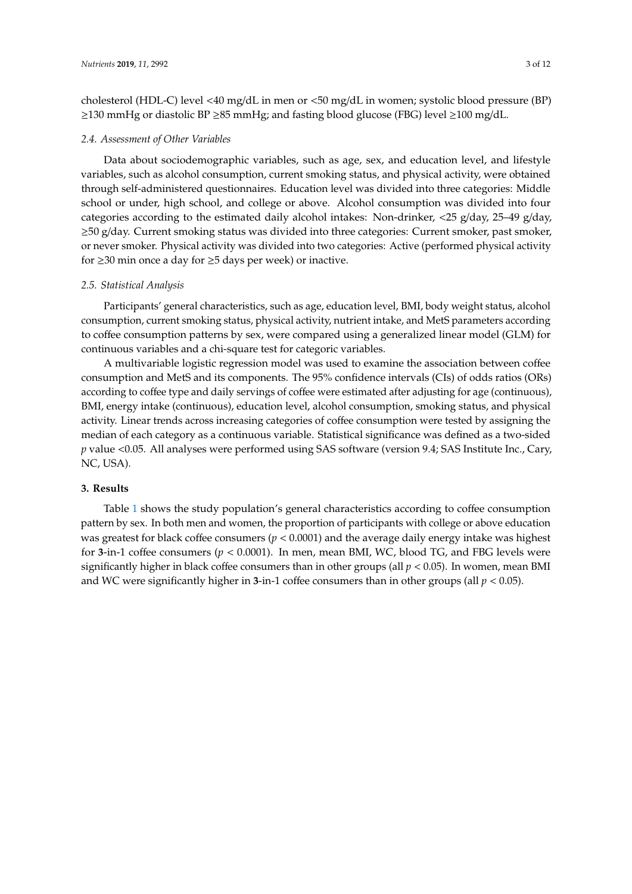cholesterol (HDL-C) level <40 mg/dL in men or <50 mg/dL in women; systolic blood pressure (BP) ≥130 mmHg or diastolic BP ≥85 mmHg; and fasting blood glucose (FBG) level ≥100 mg/dL.

### *2.4. Assessment of Other Variables*

Data about sociodemographic variables, such as age, sex, and education level, and lifestyle variables, such as alcohol consumption, current smoking status, and physical activity, were obtained through self-administered questionnaires. Education level was divided into three categories: Middle school or under, high school, and college or above. Alcohol consumption was divided into four categories according to the estimated daily alcohol intakes: Non-drinker, <25 g/day, 25–49 g/day, ≥50 g/day. Current smoking status was divided into three categories: Current smoker, past smoker, or never smoker. Physical activity was divided into two categories: Active (performed physical activity for ≥30 min once a day for ≥5 days per week) or inactive.

### *2.5. Statistical Analysis*

Participants' general characteristics, such as age, education level, BMI, body weight status, alcohol consumption, current smoking status, physical activity, nutrient intake, and MetS parameters according to coffee consumption patterns by sex, were compared using a generalized linear model (GLM) for continuous variables and a chi-square test for categoric variables.

A multivariable logistic regression model was used to examine the association between coffee consumption and MetS and its components. The 95% confidence intervals (CIs) of odds ratios (ORs) according to coffee type and daily servings of coffee were estimated after adjusting for age (continuous), BMI, energy intake (continuous), education level, alcohol consumption, smoking status, and physical activity. Linear trends across increasing categories of coffee consumption were tested by assigning the median of each category as a continuous variable. Statistical significance was defined as a two-sided $p$ value <0.05. All analyses were performed using SAS software (version 9.4; SAS Institute Inc., Cary, NC, USA).

## 3. Results

Table 1 shows the study population's general characteristics according to coffee consumption pattern by sex. In both men and women, the proportion of participants with college or above education was greatest for black coffee consumers ($p < 0.0001$) and the average daily energy intake was highest for **3**-in-1 coffee consumers ($p < 0.0001$). In men, mean BMI, WC, blood TG, and FBG levels were significantly higher in black coffee consumers than in other groups (all $p < 0.05$). In women, mean BMI and WC were significantly higher in **3**-in-1 coffee consumers than in other groups (all $p < 0.05$).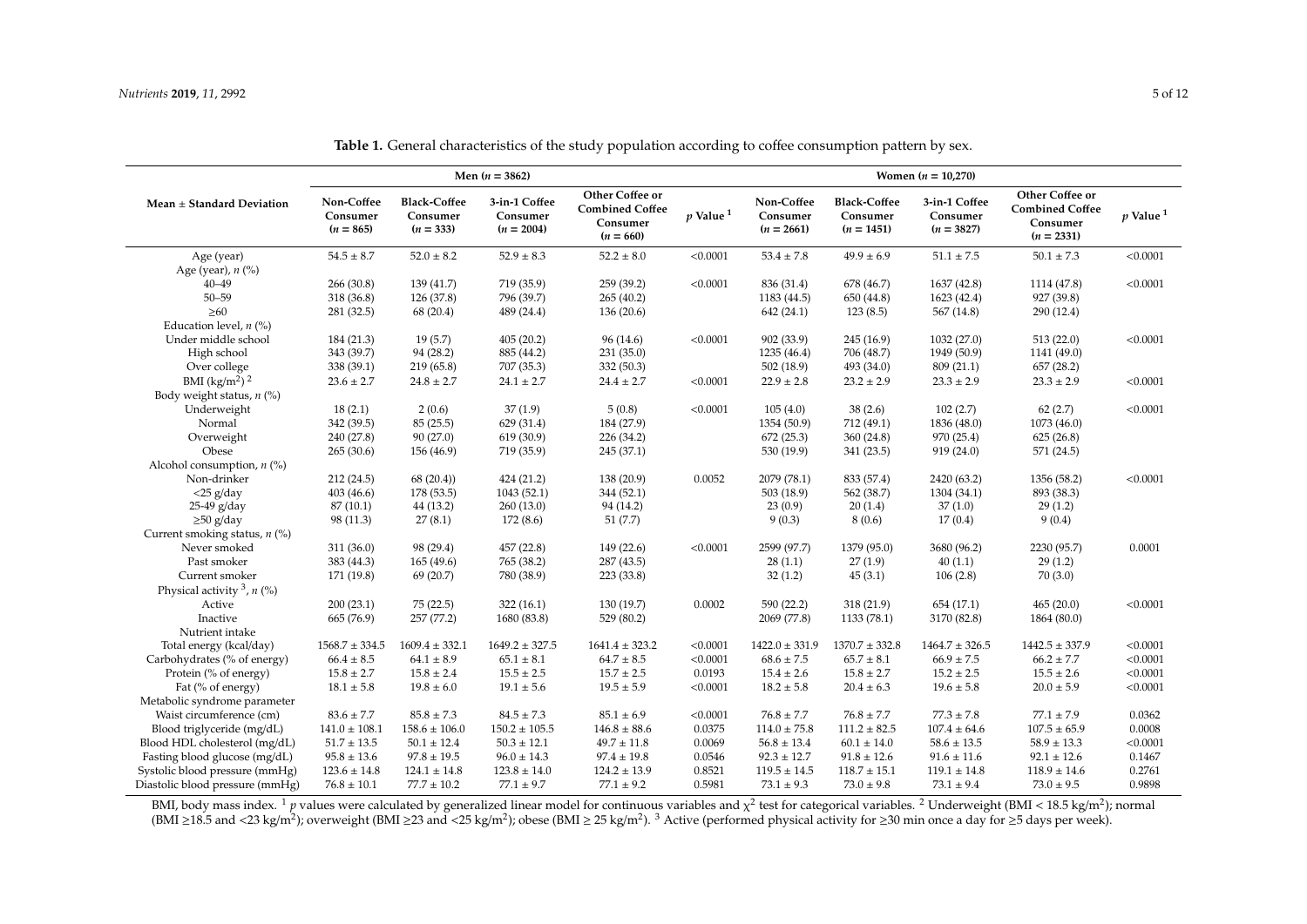**Table 1.** General characteristics of the study population according to coffee consumption pattern by sex.

| Mean ± Standard Deviation | Men ($n$ = 3862) | | | | | Women ($n$ = 10,270) | | | | |
|---|---|---|---|---|---|---|---|---|---|---|
| | Non-Coffee Consumer ($n$ = 865) | Black-Coffee Consumer ($n$ = 333) | 3-in-1 Coffee Consumer ($n$ = 2004) | Other Coffee or Combined Coffee Consumer ($n$ = 660) | $p$ Value [1] | Non-Coffee Consumer ($n$ = 2661) | Black-Coffee Consumer ($n$ = 1451) | 3-in-1 Coffee Consumer ($n$ = 3827) | Other Coffee or Combined Coffee Consumer ($n$ = 2331) | $p$ Value [1] |
| Age (year) | 54.5 ± 8.7 | 52.0 ± 8.2 | 52.9 ± 8.3 | 52.2 ± 8.0 | <0.0001 | 53.4 ± 7.8 | 49.9 ± 6.9 | 51.1 ± 7.5 | 50.1 ± 7.3 | <0.0001 |
| Age (year), $n$ (%) | | | | | | | | | | |
| 40–49 | 266 (30.8) | 139 (41.7) | 719 (35.9) | 259 (39.2) | <0.0001 | 836 (31.4) | 678 (46.7) | 1637 (42.8) | 1114 (47.8) | <0.0001 |
| 50–59 | 318 (36.8) | 126 (37.8) | 796 (39.7) | 265 (40.2) | | 1183 (44.5) | 650 (44.8) | 1623 (42.4) | 927 (39.8) | |
| ≥60 | 281 (32.5) | 68 (20.4) | 489 (24.4) | 136 (20.6) | | 642 (24.1) | 123 (8.5) | 567 (14.8) | 290 (12.4) | |
| Education level, $n$ (%) | | | | | | | | | | |
| Under middle school | 184 (21.3) | 19 (5.7) | 405 (20.2) | 96 (14.6) | <0.0001 | 902 (33.9) | 245 (16.9) | 1032 (27.0) | 513 (22.0) | <0.0001 |
| High school | 343 (39.7) | 94 (28.2) | 885 (44.2) | 231 (35.0) | | 1235 (46.4) | 706 (48.7) | 1949 (50.9) | 1141 (49.0) | |
| Over college | 338 (39.1) | 219 (65.8) | 707 (35.3) | 332 (50.3) | | 502 (18.9) | 493 (34.0) | 809 (21.1) | 657 (28.2) | |
| BMI (kg/m$^2$) [2] | 23.6 ± 2.7 | 24.8 ± 2.7 | 24.1 ± 2.7 | 24.4 ± 2.7 | <0.0001 | 22.9 ± 2.8 | 23.2 ± 2.9 | 23.3 ± 2.9 | 23.3 ± 2.9 | <0.0001 |
| Body weight status, $n$ (%) | | | | | | | | | | |
| Underweight | 18 (2.1) | 2 (0.6) | 37 (1.9) | 5 (0.8) | <0.0001 | 105 (4.0) | 38 (2.6) | 102 (2.7) | 62 (2.7) | <0.0001 |
| Normal | 342 (39.5) | 85 (25.5) | 629 (31.4) | 184 (27.9) | | 1354 (50.9) | 712 (49.1) | 1836 (48.0) | 1073 (46.0) | |
| Overweight | 240 (27.8) | 90 (27.0) | 619 (30.9) | 226 (34.2) | | 672 (25.3) | 360 (24.8) | 970 (25.4) | 625 (26.8) | |
| Obese | 265 (30.6) | 156 (46.9) | 719 (35.9) | 245 (37.1) | | 530 (19.9) | 341 (23.5) | 919 (24.0) | 571 (24.5) | |
| Alcohol consumption, $n$ (%) | | | | | | | | | | |
| Non-drinker | 212 (24.5) | 68 (20.4)) | 424 (21.2) | 138 (20.9) | 0.0052 | 2079 (78.1) | 833 (57.4) | 2420 (63.2) | 1356 (58.2) | <0.0001 |
| <25 g/day | 403 (46.6) | 178 (53.5) | 1043 (52.1) | 344 (52.1) | | 503 (18.9) | 562 (38.7) | 1304 (34.1) | 893 (38.3) | |
| 25-49 g/day | 87 (10.1) | 44 (13.2) | 260 (13.0) | 94 (14.2) | | 23 (0.9) | 20 (1.4) | 37 (1.0) | 29 (1.2) | |
| ≥50 g/day | 98 (11.3) | 27 (8.1) | 172 (8.6) | 51 (7.7) | | 9 (0.3) | 8 (0.6) | 17 (0.4) | 9 (0.4) | |
| Current smoking status, $n$ (%) | | | | | | | | | | |
| Never smoked | 311 (36.0) | 98 (29.4) | 457 (22.8) | 149 (22.6) | <0.0001 | 2599 (97.7) | 1379 (95.0) | 3680 (96.2) | 2230 (95.7) | 0.0001 |
| Past smoker | 383 (44.3) | 165 (49.6) | 765 (38.2) | 287 (43.5) | | 28 (1.1) | 27 (1.9) | 40 (1.1) | 29 (1.2) | |
| Current smoker | 171 (19.8) | 69 (20.7) | 780 (38.9) | 223 (33.8) | | 32 (1.2) | 45 (3.1) | 106 (2.8) | 70 (3.0) | |
| Physical activity [3], $n$ (%) | | | | | | | | | | |
| Active | 200 (23.1) | 75 (22.5) | 322 (16.1) | 130 (19.7) | 0.0002 | 590 (22.2) | 318 (21.9) | 654 (17.1) | 465 (20.0) | <0.0001 |
| Inactive | 665 (76.9) | 257 (77.2) | 1680 (83.8) | 529 (80.2) | | 2069 (77.8) | 1133 (78.1) | 3170 (82.8) | 1864 (80.0) | |
| Nutrient intake | | | | | | | | | | |
| Total energy (kcal/day) | 1568.7 ± 334.5 | 1609.4 ± 332.1 | 1649.2 ± 327.5 | 1641.4 ± 323.2 | <0.0001 | 1422.0 ± 331.9 | 1370.7 ± 332.8 | 1464.7 ± 326.5 | 1442.5 ± 337.9 | <0.0001 |
| Carbohydrates (% of energy) | 66.4 ± 8.5 | 64.1 ± 8.9 | 65.1 ± 8.1 | 64.7 ± 8.5 | <0.0001 | 68.6 ± 7.5 | 65.7 ± 8.1 | 66.9 ± 7.5 | 66.2 ± 7.7 | <0.0001 |
| Protein (% of energy) | 15.8 ± 2.7 | 15.8 ± 2.4 | 15.5 ± 2.5 | 15.7 ± 2.5 | 0.0193 | 15.4 ± 2.6 | 15.8 ± 2.7 | 15.2 ± 2.5 | 15.5 ± 2.6 | <0.0001 |
| Fat (% of energy) | 18.1 ± 5.8 | 19.8 ± 6.0 | 19.1 ± 5.6 | 19.5 ± 5.9 | <0.0001 | 18.2 ± 5.8 | 20.4 ± 6.3 | 19.6 ± 5.8 | 20.0 ± 5.9 | <0.0001 |
| Metabolic syndrome parameter | | | | | | | | | | |
| Waist circumference (cm) | 83.6 ± 7.7 | 85.8 ± 7.3 | 84.5 ± 7.3 | 85.1 ± 6.9 | <0.0001 | 76.8 ± 7.7 | 76.8 ± 7.7 | 77.3 ± 7.8 | 77.1 ± 7.9 | 0.0362 |
| Blood triglyceride (mg/dL) | 141.0 ± 108.1 | 158.6 ± 106.0 | 150.2 ± 105.5 | 146.8 ± 88.6 | 0.0375 | 114.0 ± 75.8 | 111.2 ± 82.5 | 107.4 ± 64.6 | 107.5 ± 65.9 | 0.0008 |
| Blood HDL cholesterol (mg/dL) | 51.7 ± 13.5 | 50.1 ± 12.4 | 50.3 ± 12.1 | 49.7 ± 11.8 | 0.0069 | 56.8 ± 13.4 | 60.1 ± 14.0 | 58.6 ± 13.5 | 58.9 ± 13.3 | <0.0001 |
| Fasting blood glucose (mg/dL) | 95.8 ± 13.6 | 97.8 ± 19.5 | 96.0 ± 14.3 | 97.4 ± 19.8 | 0.0546 | 92.3 ± 12.7 | 91.8 ± 12.6 | 91.6 ± 11.6 | 92.1 ± 12.6 | 0.1467 |
| Systolic blood pressure (mmHg) | 123.6 ± 14.8 | 124.1 ± 14.8 | 123.8 ± 14.0 | 124.2 ± 13.9 | 0.8521 | 119.5 ± 14.5 | 118.7 ± 15.1 | 119.1 ± 14.8 | 118.9 ± 14.6 | 0.2761 |
| Diastolic blood pressure (mmHg) | 76.8 ± 10.1 | 77.7 ± 10.2 | 77.1 ± 9.7 | 77.1 ± 9.2 | 0.5981 | 73.1 ± 9.3 | 73.0 ± 9.8 | 73.1 ± 9.4 | 73.0 ± 9.5 | 0.9898 |

BMI, body mass index. [1] $p$ values were calculated by generalized linear model for continuous variables and $\chi^2$ test for categorical variables. [2] Underweight (BMI < 18.5 kg/m$^2$); normal (BMI ≥18.5 and <23 kg/m$^2$); overweight (BMI ≥23 and <25 kg/m$^2$); obese (BMI ≥ 25 kg/m$^2$). [3] Active (performed physical activity for ≥30 min once a day for ≥5 days per week).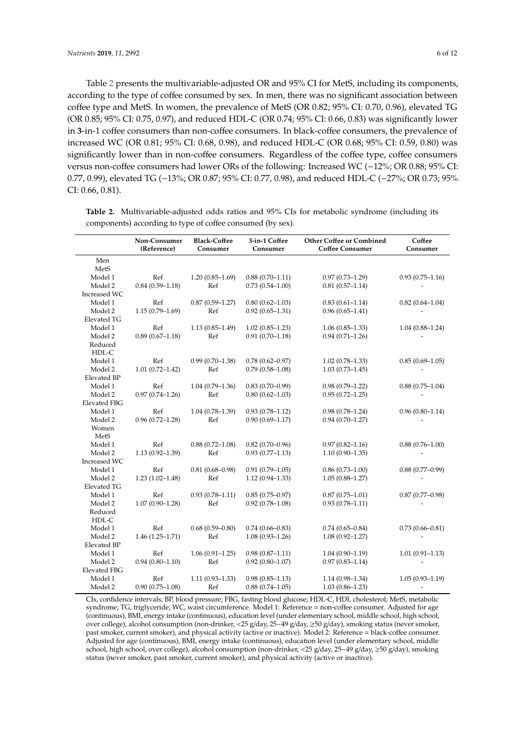Table 2 presents the multivariable-adjusted OR and 95% CI for MetS, including its components, according to the type of coffee consumed by sex. In men, there was no significant association between coffee type and MetS. In women, the prevalence of MetS (OR 0.82; 95% CI: 0.70, 0.96), elevated TG (OR 0.85; 95% CI: 0.75, 0.97), and reduced HDL-C (OR 0.74; 95% CI: 0.66, 0.83) was significantly lower in **3**-in-1 coffee consumers than non-coffee consumers. In black-coffee consumers, the prevalence of increased WC (OR 0.81; 95% CI: 0.68, 0.98), and reduced HDL-C (OR 0.68; 95% CI: 0.59, 0.80) was significantly lower than in non-coffee consumers. Regardless of the coffee type, coffee consumers versus non-coffee consumers had lower ORs of the following: Increased WC (−12%; OR 0.88; 95% CI: 0.77, 0.99), elevated TG (−13%; OR 0.87; 95% CI: 0.77, 0.98), and reduced HDL-C (−27%; OR 0.73; 95% CI: 0.66, 0.81).

**Table 2.** Multivariable-adjusted odds ratios and 95% CIs for metabolic syndrome (including its components) according to type of coffee consumed (by sex).

| | Non-Consumer (Reference) | Black-Coffee Consumer | 3-in-1 Coffee Consumer | Other Coffee or Combined Coffee Consumer | Coffee Consumer |
|---|---|---|---|---|---|
| Men | | | | | |
| MetS | | | | | |
| Model 1 | Ref | 1.20 (0.85–1.69) | 0.88 (0.70–1.11) | 0.97 (0.73–1.29) | 0.93 (0.75–1.16) |
| Model 2 | 0.84 (0.59–1.18) | Ref | 0.73 (0.54–1.00) | 0.81 (0.57–1.14) | - |
| Increased WC | | | | | |
| Model 1 | Ref | 0.87 (0.59–1.27) | 0.80 (0.62–1.03) | 0.83 (0.61–1.14) | 0.82 (0.64–1.04) |
| Model 2 | 1.15 (0.79–1.69) | Ref | 0.92 (0.65–1.31) | 0.96 (0.65–1.41) | - |
| Elevated TG | | | | | |
| Model 1 | Ref | 1.13 (0.85–1.49) | 1.02 (0.85–1.23) | 1.06 (0.85–1.33) | 1.04 (0.88–1.24) |
| Model 2 | 0.89 (0.67–1.18) | Ref | 0.91 (0.70–1.18) | 0.94 (0.71–1.26) | - |
| Reduced HDL-C | | | | | |
| Model 1 | Ref | 0.99 (0.70–1.38) | 0.78 (0.62–0.97) | 1.02 (0.78–1.33) | 0.85 (0.69–1.05) |
| Model 2 | 1.01 (0.72–1.42) | Ref | 0.79 (0.58–1.08) | 1.03 (0.73–1.45) | - |
| Elevated BP | | | | | |
| Model 1 | Ref | 1.04 (0.79–1.36) | 0.83 (0.70–0.99) | 0.98 (0.79–1.22) | 0.88 (0.75–1.04) |
| Model 2 | 0.97 (0.74–1.26) | Ref | 0.80 (0.62–1.03) | 0.95 (0.72–1.25) | - |
| Elevated FBG | | | | | |
| Model 1 | Ref | 1.04 (0.78–1.39) | 0.93 (0.78–1.12) | 0.98 (0.78–1.24) | 0.96 (0.80–1.14) |
| Model 2 | 0.96 (0.72–1.28) | Ref | 0.90 (0.69–1.17) | 0.94 (0.70–1.27) | - |
| Women | | | | | |
| MetS | | | | | |
| Model 1 | Ref | 0.88 (0.72–1.08) | 0.82 (0.70–0.96) | 0.97 (0.82–1.16) | 0.88 (0.76–1.00) |
| Model 2 | 1.13 (0.92–1.39) | Ref | 0.93 (0.77–1.13) | 1.10 (0.90–1.35) | - |
| Increased WC | | | | | |
| Model 1 | Ref | 0.81 (0.68–0.98) | 0.91 (0.79–1.05) | 0.86 (0.73–1.00) | 0.88 (0.77–0.99) |
| Model 2 | 1.23 (1.02–1.48) | Ref | 1.12 (0.94–1.33) | 1.05 (0.88–1.27) | - |
| Elevated TG | | | | | |
| Model 1 | Ref | 0.93 (0.78–1.11) | 0.85 (0.75–0.97) | 0.87 (0.75–1.01) | 0.87 (0.77–0.98) |
| Model 2 | 1.07 (0.90–1.28) | Ref | 0.92 (0.78–1.08) | 0.93 (0.78–1.11) | - |
| Reduced HDL-C | | | | | |
| Model 1 | Ref | 0.68 (0.59–0.80) | 0.74 (0.66–0.83) | 0.74 (0.65–0.84) | 0.73 (0.66–0.81) |
| Model 2 | 1.46 (1.25–1.71) | Ref | 1.08 (0.93–1.26) | 1.08 (0.92–1.27) | - |
| Elevated BP | | | | | |
| Model 1 | Ref | 1.06 (0.91–1.25) | 0.98 (0.87–1.11) | 1.04 (0.90–1.19) | 1.01 (0.91–1.13) |
| Model 2 | 0.94 (0.80–1.10) | Ref | 0.92 (0.80–1.07) | 0.97 (0.83–1.14) | - |
| Elevated FBG | | | | | |
| Model 1 | Ref | 1.11 (0.93–1.33) | 0.98 (0.85–1.13) | 1.14 (0.98–1.34) | 1.05 (0.93–1.19) |
| Model 2 | 0.90 (0.75–1.08) | Ref | 0.88 (0.74–1.05) | 1.03 (0.86–1.23) | - |

CIs, confidence intervals; BP, blood pressure; FBG, fasting blood glucose; HDL-C, HDL cholesterol; MetS, metabolic syndrome; TG, triglyceride; WC, waist circumference. Model 1: Reference = non-coffee consumer. Adjusted for age (continuous), BMI, energy intake (continuous), education level (under elementary school, middle school, high school, over college), alcohol consumption (non-drinker, <25 g/day, 25–49 g/day, ≥50 g/day), smoking status (never smoker, past smoker, current smoker), and physical activity (active or inactive). Model 2: Reference = black-coffee consumer. Adjusted for age (continuous), BMI, energy intake (continuous), education level (under elementary school, middle school, high school, over college), alcohol consumption (non-drinker, <25 g/day, 25–49 g/day, ≥50 g/day), smoking status (never smoker, past smoker, current smoker), and physical activity (active or inactive).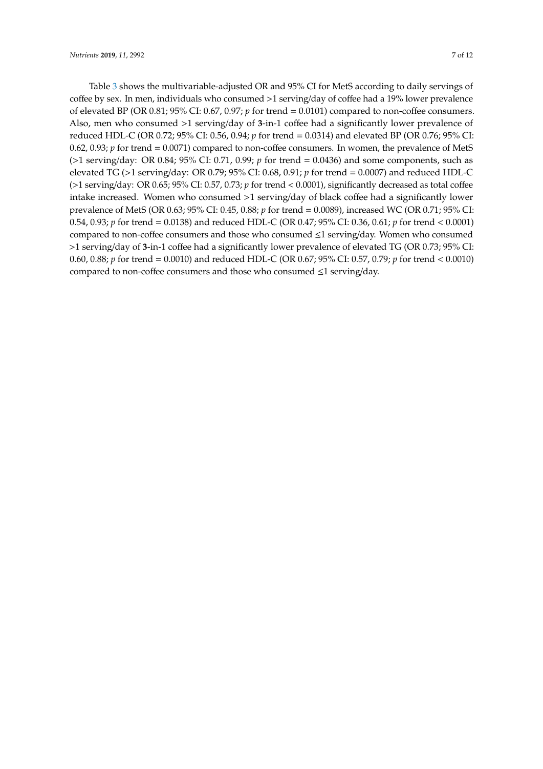Table 3 shows the multivariable-adjusted OR and 95% CI for MetS according to daily servings of coffee by sex. In men, individuals who consumed >1 serving/day of coffee had a 19% lower prevalence of elevated BP (OR 0.81; 95% CI: 0.67, 0.97; *p* for trend = 0.0101) compared to non-coffee consumers. Also, men who consumed >1 serving/day of **3**-in-1 coffee had a significantly lower prevalence of reduced HDL-C (OR 0.72; 95% CI: 0.56, 0.94; *p* for trend = 0.0314) and elevated BP (OR 0.76; 95% CI: 0.62, 0.93; *p* for trend = 0.0071) compared to non-coffee consumers. In women, the prevalence of MetS (>1 serving/day: OR 0.84; 95% CI: 0.71, 0.99; *p* for trend = 0.0436) and some components, such as elevated TG (>1 serving/day: OR 0.79; 95% CI: 0.68, 0.91; *p* for trend = 0.0007) and reduced HDL-C (>1 serving/day: OR 0.65; 95% CI: 0.57, 0.73; *p* for trend < 0.0001), significantly decreased as total coffee intake increased. Women who consumed >1 serving/day of black coffee had a significantly lower prevalence of MetS (OR 0.63; 95% CI: 0.45, 0.88; *p* for trend = 0.0089), increased WC (OR 0.71; 95% CI: 0.54, 0.93; *p* for trend = 0.0138) and reduced HDL-C (OR 0.47; 95% CI: 0.36, 0.61; *p* for trend < 0.0001) compared to non-coffee consumers and those who consumed ≤1 serving/day. Women who consumed >1 serving/day of **3**-in-1 coffee had a significantly lower prevalence of elevated TG (OR 0.73; 95% CI: 0.60, 0.88; *p* for trend = 0.0010) and reduced HDL-C (OR 0.67; 95% CI: 0.57, 0.79; *p* for trend < 0.0010) compared to non-coffee consumers and those who consumed ≤1 serving/day.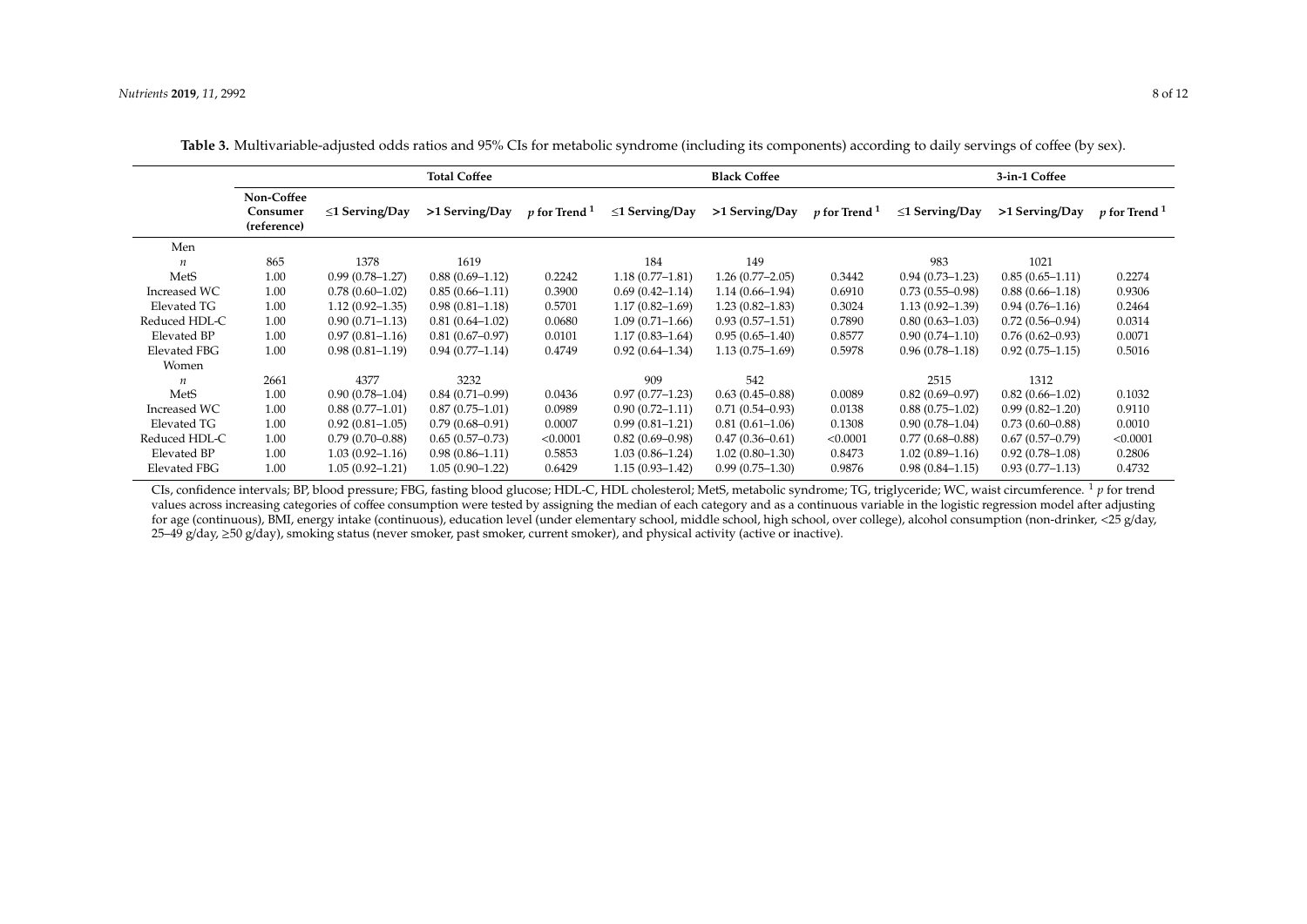**Table 3.** Multivariable-adjusted odds ratios and 95% CIs for metabolic syndrome (including its components) according to daily servings of coffee (by sex).

| | | Total Coffee | | | Black Coffee | | | 3-in-1 Coffee | | |
|---|---|---|---|---|---|---|---|---|---|---|
| | Non-Coffee Consumer (reference) | ≤1 Serving/Day | >1 Serving/Day | *p* for Trend [1] | ≤1 Serving/Day | >1 Serving/Day | *p* for Trend [1] | ≤1 Serving/Day | >1 Serving/Day | *p* for Trend [1] |
| Men | | | | | | | | | | |
| *n* | 865 | 1378 | 1619 | | 184 | 149 | | 983 | 1021 | |
| MetS | 1.00 | 0.99 (0.78–1.27) | 0.88 (0.69–1.12) | 0.2242 | 1.18 (0.77–1.81) | 1.26 (0.77–2.05) | 0.3442 | 0.94 (0.73–1.23) | 0.85 (0.65–1.11) | 0.2274 |
| Increased WC | 1.00 | 0.78 (0.60–1.02) | 0.85 (0.66–1.11) | 0.3900 | 0.69 (0.42–1.14) | 1.14 (0.66–1.94) | 0.6910 | 0.73 (0.55–0.98) | 0.88 (0.66–1.18) | 0.9306 |
| Elevated TG | 1.00 | 1.12 (0.92–1.35) | 0.98 (0.81–1.18) | 0.5701 | 1.17 (0.82–1.69) | 1.23 (0.82–1.83) | 0.3024 | 1.13 (0.92–1.39) | 0.94 (0.76–1.16) | 0.2464 |
| Reduced HDL-C | 1.00 | 0.90 (0.71–1.13) | 0.81 (0.64–1.02) | 0.0680 | 1.09 (0.71–1.66) | 0.93 (0.57–1.51) | 0.7890 | 0.80 (0.63–1.03) | 0.72 (0.56–0.94) | 0.0314 |
| Elevated BP | 1.00 | 0.97 (0.81–1.16) | 0.81 (0.67–0.97) | 0.0101 | 1.17 (0.83–1.64) | 0.95 (0.65–1.40) | 0.8577 | 0.90 (0.74–1.10) | 0.76 (0.62–0.93) | 0.0071 |
| Elevated FBG | 1.00 | 0.98 (0.81–1.19) | 0.94 (0.77–1.14) | 0.4749 | 0.92 (0.64–1.34) | 1.13 (0.75–1.69) | 0.5978 | 0.96 (0.78–1.18) | 0.92 (0.75–1.15) | 0.5016 |
| Women | | | | | | | | | | |
| *n* | 2661 | 4377 | 3232 | | 909 | 542 | | 2515 | 1312 | |
| MetS | 1.00 | 0.90 (0.78–1.04) | 0.84 (0.71–0.99) | 0.0436 | 0.97 (0.77–1.23) | 0.63 (0.45–0.88) | 0.0089 | 0.82 (0.69–0.97) | 0.82 (0.66–1.02) | 0.1032 |
| Increased WC | 1.00 | 0.88 (0.77–1.01) | 0.87 (0.75–1.01) | 0.0989 | 0.90 (0.72–1.11) | 0.71 (0.54–0.93) | 0.0138 | 0.88 (0.75–1.02) | 0.99 (0.82–1.20) | 0.9110 |
| Elevated TG | 1.00 | 0.92 (0.81–1.05) | 0.79 (0.68–0.91) | 0.0007 | 0.99 (0.81–1.21) | 0.81 (0.61–1.06) | 0.1308 | 0.90 (0.78–1.04) | 0.73 (0.60–0.88) | 0.0010 |
| Reduced HDL-C | 1.00 | 0.79 (0.70–0.88) | 0.65 (0.57–0.73) | <0.0001 | 0.82 (0.69–0.98) | 0.47 (0.36–0.61) | <0.0001 | 0.77 (0.68–0.88) | 0.67 (0.57–0.79) | <0.0001 |
| Elevated BP | 1.00 | 1.03 (0.92–1.16) | 0.98 (0.86–1.11) | 0.5853 | 1.03 (0.86–1.24) | 1.02 (0.80–1.30) | 0.8473 | 1.02 (0.89–1.16) | 0.92 (0.78–1.08) | 0.2806 |
| Elevated FBG | 1.00 | 1.05 (0.92–1.21) | 1.05 (0.90–1.22) | 0.6429 | 1.15 (0.93–1.42) | 0.99 (0.75–1.30) | 0.9876 | 0.98 (0.84–1.15) | 0.93 (0.77–1.13) | 0.4732 |

CIs, confidence intervals; BP, blood pressure; FBG, fasting blood glucose; HDL-C, HDL cholesterol; MetS, metabolic syndrome; TG, triglyceride; WC, waist circumference. [1] *p* for trend values across increasing categories of coffee consumption were tested by assigning the median of each category and as a continuous variable in the logistic regression model after adjusting for age (continuous), BMI, energy intake (continuous), education level (under elementary school, middle school, high school, over college), alcohol consumption (non-drinker, <25 g/day, 25–49 g/day, ≥50 g/day), smoking status (never smoker, past smoker, current smoker), and physical activity (active or inactive).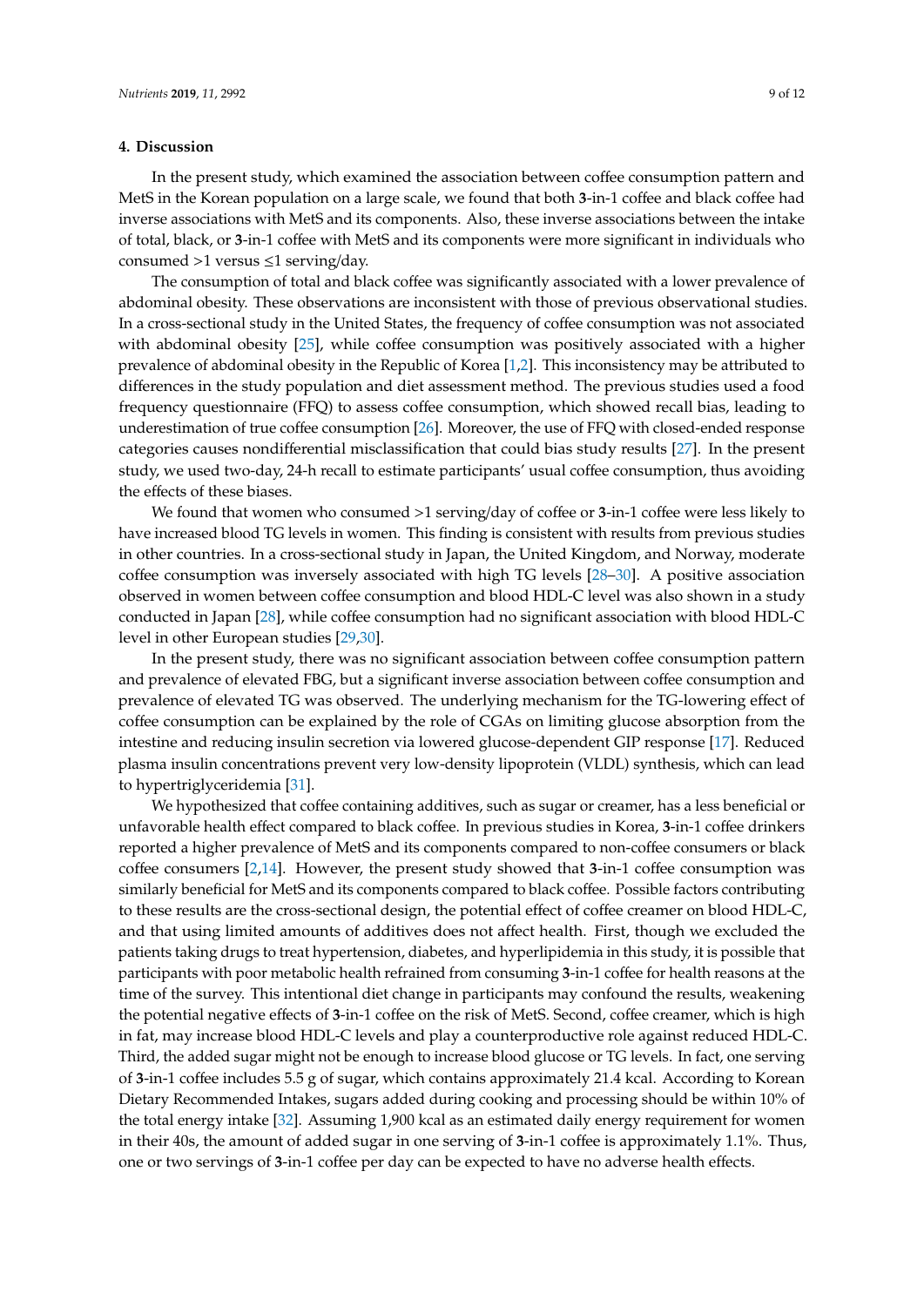## 4. Discussion

In the present study, which examined the association between coffee consumption pattern and MetS in the Korean population on a large scale, we found that both **3**-in-1 coffee and black coffee had inverse associations with MetS and its components. Also, these inverse associations between the intake of total, black, or **3**-in-1 coffee with MetS and its components were more significant in individuals who consumed >1 versus ≤1 serving/day.

The consumption of total and black coffee was significantly associated with a lower prevalence of abdominal obesity. These observations are inconsistent with those of previous observational studies. In a cross-sectional study in the United States, the frequency of coffee consumption was not associated with abdominal obesity [25], while coffee consumption was positively associated with a higher prevalence of abdominal obesity in the Republic of Korea [1,2]. This inconsistency may be attributed to differences in the study population and diet assessment method. The previous studies used a food frequency questionnaire (FFQ) to assess coffee consumption, which showed recall bias, leading to underestimation of true coffee consumption [26]. Moreover, the use of FFQ with closed-ended response categories causes nondifferential misclassification that could bias study results [27]. In the present study, we used two-day, 24-h recall to estimate participants' usual coffee consumption, thus avoiding the effects of these biases.

We found that women who consumed >1 serving/day of coffee or **3**-in-1 coffee were less likely to have increased blood TG levels in women. This finding is consistent with results from previous studies in other countries. In a cross-sectional study in Japan, the United Kingdom, and Norway, moderate coffee consumption was inversely associated with high TG levels [28–30]. A positive association observed in women between coffee consumption and blood HDL-C level was also shown in a study conducted in Japan [28], while coffee consumption had no significant association with blood HDL-C level in other European studies [29,30].

In the present study, there was no significant association between coffee consumption pattern and prevalence of elevated FBG, but a significant inverse association between coffee consumption and prevalence of elevated TG was observed. The underlying mechanism for the TG-lowering effect of coffee consumption can be explained by the role of CGAs on limiting glucose absorption from the intestine and reducing insulin secretion via lowered glucose-dependent GIP response [17]. Reduced plasma insulin concentrations prevent very low-density lipoprotein (VLDL) synthesis, which can lead to hypertriglyceridemia [31].

We hypothesized that coffee containing additives, such as sugar or creamer, has a less beneficial or unfavorable health effect compared to black coffee. In previous studies in Korea, **3**-in-1 coffee drinkers reported a higher prevalence of MetS and its components compared to non-coffee consumers or black coffee consumers [2,14]. However, the present study showed that **3**-in-1 coffee consumption was similarly beneficial for MetS and its components compared to black coffee. Possible factors contributing to these results are the cross-sectional design, the potential effect of coffee creamer on blood HDL-C, and that using limited amounts of additives does not affect health. First, though we excluded the patients taking drugs to treat hypertension, diabetes, and hyperlipidemia in this study, it is possible that participants with poor metabolic health refrained from consuming **3**-in-1 coffee for health reasons at the time of the survey. This intentional diet change in participants may confound the results, weakening the potential negative effects of **3**-in-1 coffee on the risk of MetS. Second, coffee creamer, which is high in fat, may increase blood HDL-C levels and play a counterproductive role against reduced HDL-C. Third, the added sugar might not be enough to increase blood glucose or TG levels. In fact, one serving of **3**-in-1 coffee includes 5.5 g of sugar, which contains approximately 21.4 kcal. According to Korean Dietary Recommended Intakes, sugars added during cooking and processing should be within 10% of the total energy intake [32]. Assuming 1,900 kcal as an estimated daily energy requirement for women in their 40s, the amount of added sugar in one serving of **3**-in-1 coffee is approximately 1.1%. Thus, one or two servings of **3**-in-1 coffee per day can be expected to have no adverse health effects.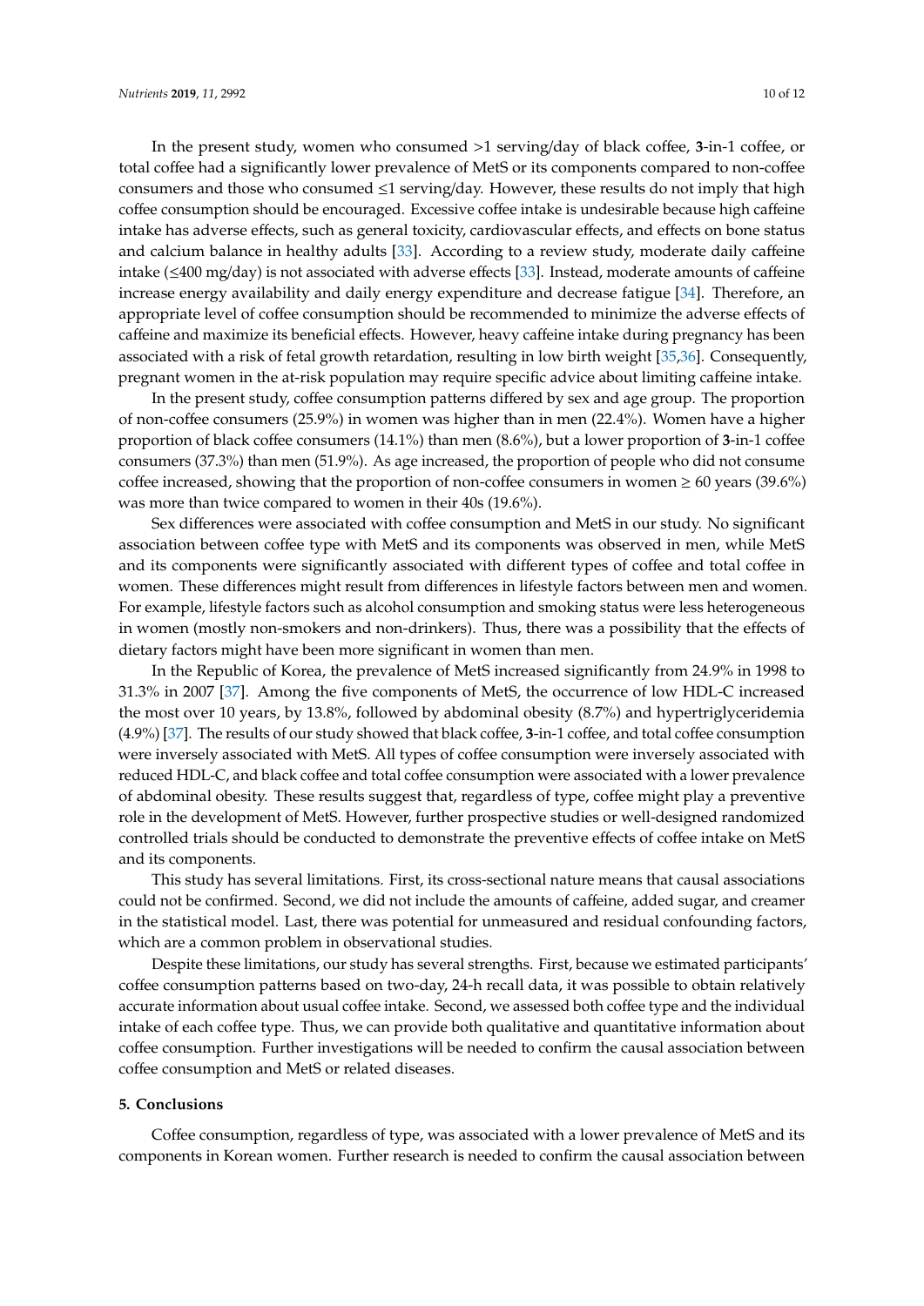In the present study, women who consumed >1 serving/day of black coffee, **3**-in-1 coffee, or total coffee had a significantly lower prevalence of MetS or its components compared to non-coffee consumers and those who consumed ≤1 serving/day. However, these results do not imply that high coffee consumption should be encouraged. Excessive coffee intake is undesirable because high caffeine intake has adverse effects, such as general toxicity, cardiovascular effects, and effects on bone status and calcium balance in healthy adults [33]. According to a review study, moderate daily caffeine intake (≤400 mg/day) is not associated with adverse effects [33]. Instead, moderate amounts of caffeine increase energy availability and daily energy expenditure and decrease fatigue [34]. Therefore, an appropriate level of coffee consumption should be recommended to minimize the adverse effects of caffeine and maximize its beneficial effects. However, heavy caffeine intake during pregnancy has been associated with a risk of fetal growth retardation, resulting in low birth weight [35,36]. Consequently, pregnant women in the at-risk population may require specific advice about limiting caffeine intake.

In the present study, coffee consumption patterns differed by sex and age group. The proportion of non-coffee consumers (25.9%) in women was higher than in men (22.4%). Women have a higher proportion of black coffee consumers (14.1%) than men (8.6%), but a lower proportion of **3**-in-1 coffee consumers (37.3%) than men (51.9%). As age increased, the proportion of people who did not consume coffee increased, showing that the proportion of non-coffee consumers in women ≥ 60 years (39.6%) was more than twice compared to women in their 40s (19.6%).

Sex differences were associated with coffee consumption and MetS in our study. No significant association between coffee type with MetS and its components was observed in men, while MetS and its components were significantly associated with different types of coffee and total coffee in women. These differences might result from differences in lifestyle factors between men and women. For example, lifestyle factors such as alcohol consumption and smoking status were less heterogeneous in women (mostly non-smokers and non-drinkers). Thus, there was a possibility that the effects of dietary factors might have been more significant in women than men.

In the Republic of Korea, the prevalence of MetS increased significantly from 24.9% in 1998 to 31.3% in 2007 [37]. Among the five components of MetS, the occurrence of low HDL-C increased the most over 10 years, by 13.8%, followed by abdominal obesity (8.7%) and hypertriglyceridemia (4.9%) [37]. The results of our study showed that black coffee, **3**-in-1 coffee, and total coffee consumption were inversely associated with MetS. All types of coffee consumption were inversely associated with reduced HDL-C, and black coffee and total coffee consumption were associated with a lower prevalence of abdominal obesity. These results suggest that, regardless of type, coffee might play a preventive role in the development of MetS. However, further prospective studies or well-designed randomized controlled trials should be conducted to demonstrate the preventive effects of coffee intake on MetS and its components.

This study has several limitations. First, its cross-sectional nature means that causal associations could not be confirmed. Second, we did not include the amounts of caffeine, added sugar, and creamer in the statistical model. Last, there was potential for unmeasured and residual confounding factors, which are a common problem in observational studies.

Despite these limitations, our study has several strengths. First, because we estimated participants' coffee consumption patterns based on two-day, 24-h recall data, it was possible to obtain relatively accurate information about usual coffee intake. Second, we assessed both coffee type and the individual intake of each coffee type. Thus, we can provide both qualitative and quantitative information about coffee consumption. Further investigations will be needed to confirm the causal association between coffee consumption and MetS or related diseases.

## 5. Conclusions

Coffee consumption, regardless of type, was associated with a lower prevalence of MetS and its components in Korean women. Further research is needed to confirm the causal association between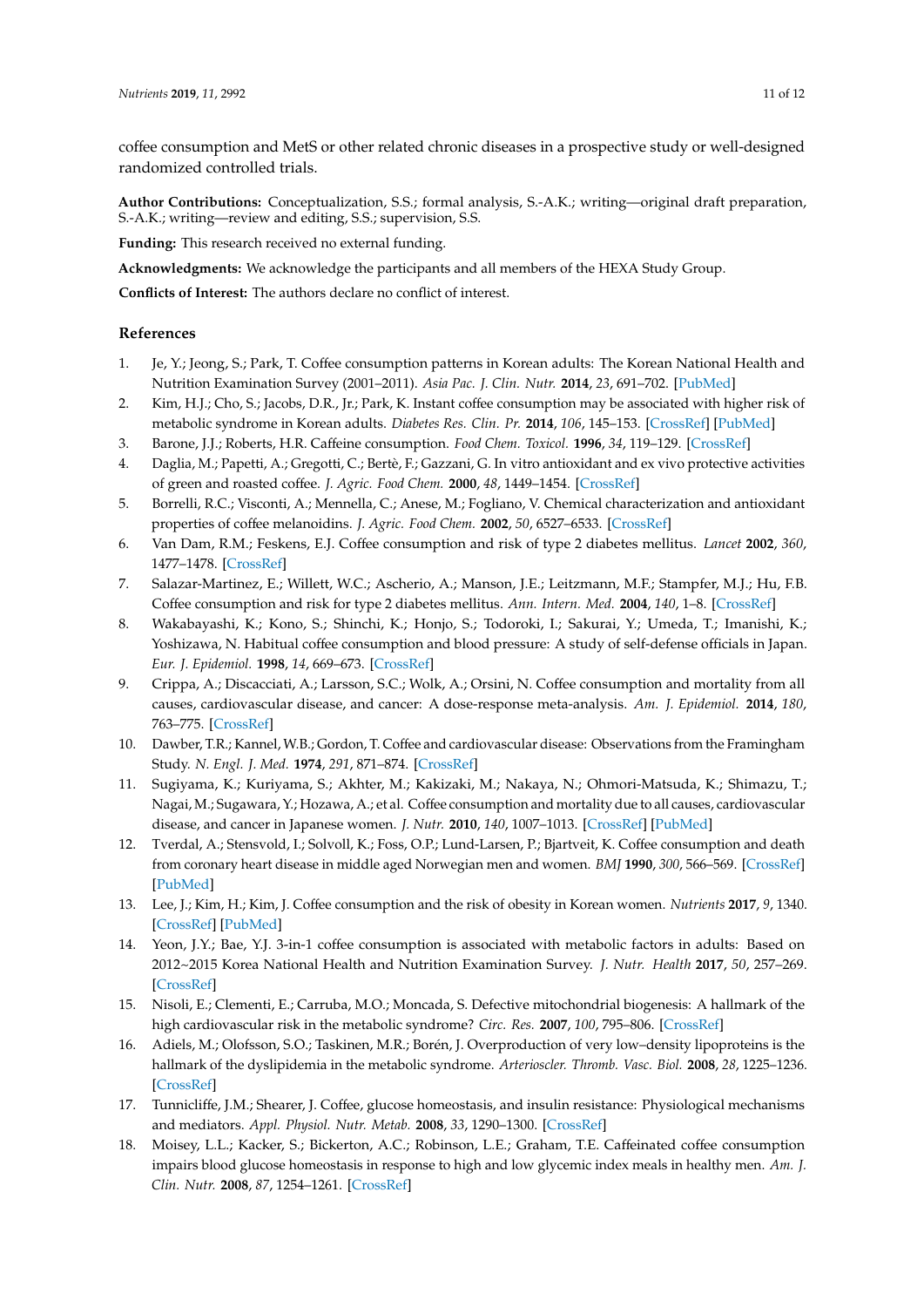coffee consumption and MetS or other related chronic diseases in a prospective study or well-designed randomized controlled trials.

**Author Contributions:** Conceptualization, S.S.; formal analysis, S.-A.K.; writing—original draft preparation, S.-A.K.; writing—review and editing, S.S.; supervision, S.S.

**Funding:** This research received no external funding.

**Acknowledgments:** We acknowledge the participants and all members of the HEXA Study Group.

**Conflicts of Interest:** The authors declare no conflict of interest.

## References

1. Je, Y.; Jeong, S.; Park, T. Coffee consumption patterns in Korean adults: The Korean National Health and Nutrition Examination Survey (2001–2011). *Asia Pac. J. Clin. Nutr.* **2014**, *23*, 691–702. [PubMed]
2. Kim, H.J.; Cho, S.; Jacobs, D.R., Jr.; Park, K. Instant coffee consumption may be associated with higher risk of metabolic syndrome in Korean adults. *Diabetes Res. Clin. Pr.* **2014**, *106*, 145–153. [CrossRef] [PubMed]
3. Barone, J.J.; Roberts, H.R. Caffeine consumption. *Food Chem. Toxicol.* **1996**, *34*, 119–129. [CrossRef]
4. Daglia, M.; Papetti, A.; Gregotti, C.; Bertè, F.; Gazzani, G. In vitro antioxidant and ex vivo protective activities of green and roasted coffee. *J. Agric. Food Chem.* **2000**, *48*, 1449–1454. [CrossRef]
5. Borrelli, R.C.; Visconti, A.; Mennella, C.; Anese, M.; Fogliano, V. Chemical characterization and antioxidant properties of coffee melanoidins. *J. Agric. Food Chem.* **2002**, *50*, 6527–6533. [CrossRef]
6. Van Dam, R.M.; Feskens, E.J. Coffee consumption and risk of type 2 diabetes mellitus. *Lancet* **2002**, *360*, 1477–1478. [CrossRef]
7. Salazar-Martinez, E.; Willett, W.C.; Ascherio, A.; Manson, J.E.; Leitzmann, M.F.; Stampfer, M.J.; Hu, F.B. Coffee consumption and risk for type 2 diabetes mellitus. *Ann. Intern. Med.* **2004**, *140*, 1–8. [CrossRef]
8. Wakabayashi, K.; Kono, S.; Shinchi, K.; Honjo, S.; Todoroki, I.; Sakurai, Y.; Umeda, T.; Imanishi, K.; Yoshizawa, N. Habitual coffee consumption and blood pressure: A study of self-defense officials in Japan. *Eur. J. Epidemiol.* **1998**, *14*, 669–673. [CrossRef]
9. Crippa, A.; Discacciati, A.; Larsson, S.C.; Wolk, A.; Orsini, N. Coffee consumption and mortality from all causes, cardiovascular disease, and cancer: A dose-response meta-analysis. *Am. J. Epidemiol.* **2014**, *180*, 763–775. [CrossRef]
10. Dawber, T.R.; Kannel, W.B.; Gordon, T. Coffee and cardiovascular disease: Observations from the Framingham Study. *N. Engl. J. Med.* **1974**, *291*, 871–874. [CrossRef]
11. Sugiyama, K.; Kuriyama, S.; Akhter, M.; Kakizaki, M.; Nakaya, N.; Ohmori-Matsuda, K.; Shimazu, T.; Nagai, M.; Sugawara, Y.; Hozawa, A.; et al. Coffee consumption and mortality due to all causes, cardiovascular disease, and cancer in Japanese women. *J. Nutr.* **2010**, *140*, 1007–1013. [CrossRef] [PubMed]
12. Tverdal, A.; Stensvold, I.; Solvoll, K.; Foss, O.P.; Lund-Larsen, P.; Bjartveit, K. Coffee consumption and death from coronary heart disease in middle aged Norwegian men and women. *BMJ* **1990**, *300*, 566–569. [CrossRef] [PubMed]
13. Lee, J.; Kim, H.; Kim, J. Coffee consumption and the risk of obesity in Korean women. *Nutrients* **2017**, *9*, 1340. [CrossRef] [PubMed]
14. Yeon, J.Y.; Bae, Y.J. 3-in-1 coffee consumption is associated with metabolic factors in adults: Based on 2012~2015 Korea National Health and Nutrition Examination Survey. *J. Nutr. Health* **2017**, *50*, 257–269. [CrossRef]
15. Nisoli, E.; Clementi, E.; Carruba, M.O.; Moncada, S. Defective mitochondrial biogenesis: A hallmark of the high cardiovascular risk in the metabolic syndrome? *Circ. Res.* **2007**, *100*, 795–806. [CrossRef]
16. Adiels, M.; Olofsson, S.O.; Taskinen, M.R.; Borén, J. Overproduction of very low–density lipoproteins is the hallmark of the dyslipidemia in the metabolic syndrome. *Arterioscler. Thromb. Vasc. Biol.* **2008**, *28*, 1225–1236. [CrossRef]
17. Tunnicliffe, J.M.; Shearer, J. Coffee, glucose homeostasis, and insulin resistance: Physiological mechanisms and mediators. *Appl. Physiol. Nutr. Metab.* **2008**, *33*, 1290–1300. [CrossRef]
18. Moisey, L.L.; Kacker, S.; Bickerton, A.C.; Robinson, L.E.; Graham, T.E. Caffeinated coffee consumption impairs blood glucose homeostasis in response to high and low glycemic index meals in healthy men. *Am. J. Clin. Nutr.* **2008**, *87*, 1254–1261. [CrossRef]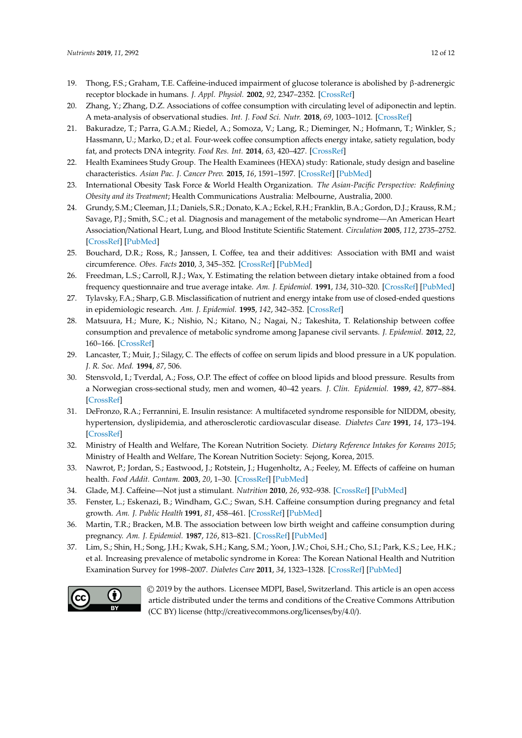19. Thong, F.S.; Graham, T.E. Caffeine-induced impairment of glucose tolerance is abolished by β-adrenergic receptor blockade in humans. *J. Appl. Physiol.* **2002**, *92*, 2347–2352. [CrossRef]
20. Zhang, Y.; Zhang, D.Z. Associations of coffee consumption with circulating level of adiponectin and leptin. A meta-analysis of observational studies. *Int. J. Food Sci. Nutr.* **2018**, *69*, 1003–1012. [CrossRef]
21. Bakuradze, T.; Parra, G.A.M.; Riedel, A.; Somoza, V.; Lang, R.; Dieminger, N.; Hofmann, T.; Winkler, S.; Hassmann, U.; Marko, D.; et al. Four-week coffee consumption affects energy intake, satiety regulation, body fat, and protects DNA integrity. *Food Res. Int.* **2014**, *63*, 420–427. [CrossRef]
22. Health Examinees Study Group. The Health Examinees (HEXA) study: Rationale, study design and baseline characteristics. *Asian Pac. J. Cancer Prev.* **2015**, *16*, 1591–1597. [CrossRef] [PubMed]
23. International Obesity Task Force & World Health Organization. *The Asian-Pacific Perspective: Redefining Obesity and its Treatment*; Health Communications Australia: Melbourne, Australia, 2000.
24. Grundy, S.M.; Cleeman, J.I.; Daniels, S.R.; Donato, K.A.; Eckel, R.H.; Franklin, B.A.; Gordon, D.J.; Krauss, R.M.; Savage, P.J.; Smith, S.C.; et al. Diagnosis and management of the metabolic syndrome—An American Heart Association/National Heart, Lung, and Blood Institute Scientific Statement. *Circulation* **2005**, *112*, 2735–2752. [CrossRef] [PubMed]
25. Bouchard, D.R.; Ross, R.; Janssen, I. Coffee, tea and their additives: Association with BMI and waist circumference. *Obes. Facts* **2010**, *3*, 345–352. [CrossRef] [PubMed]
26. Freedman, L.S.; Carroll, R.J.; Wax, Y. Estimating the relation between dietary intake obtained from a food frequency questionnaire and true average intake. *Am. J. Epidemiol.* **1991**, *134*, 310–320. [CrossRef] [PubMed]
27. Tylavsky, F.A.; Sharp, G.B. Misclassification of nutrient and energy intake from use of closed-ended questions in epidemiologic research. *Am. J. Epidemiol.* **1995**, *142*, 342–352. [CrossRef]
28. Matsuura, H.; Mure, K.; Nishio, N.; Kitano, N.; Nagai, N.; Takeshita, T. Relationship between coffee consumption and prevalence of metabolic syndrome among Japanese civil servants. *J. Epidemiol.* **2012**, *22*, 160–166. [CrossRef]
29. Lancaster, T.; Muir, J.; Silagy, C. The effects of coffee on serum lipids and blood pressure in a UK population. *J. R. Soc. Med.* **1994**, *87*, 506.
30. Stensvold, I.; Tverdal, A.; Foss, O.P. The effect of coffee on blood lipids and blood pressure. Results from a Norwegian cross-sectional study, men and women, 40–42 years. *J. Clin. Epidemiol.* **1989**, *42*, 877–884. [CrossRef]
31. DeFronzo, R.A.; Ferrannini, E. Insulin resistance: A multifaceted syndrome responsible for NIDDM, obesity, hypertension, dyslipidemia, and atherosclerotic cardiovascular disease. *Diabetes Care* **1991**, *14*, 173–194. [CrossRef]
32. Ministry of Health and Welfare, The Korean Nutrition Society. *Dietary Reference Intakes for Koreans 2015*; Ministry of Health and Welfare, The Korean Nutrition Society: Sejong, Korea, 2015.
33. Nawrot, P.; Jordan, S.; Eastwood, J.; Rotstein, J.; Hugenholtz, A.; Feeley, M. Effects of caffeine on human health. *Food Addit. Contam.* **2003**, *20*, 1–30. [CrossRef] [PubMed]
34. Glade, M.J. Caffeine—Not just a stimulant. *Nutrition* **2010**, *26*, 932–938. [CrossRef] [PubMed]
35. Fenster, L.; Eskenazi, B.; Windham, G.C.; Swan, S.H. Caffeine consumption during pregnancy and fetal growth. *Am. J. Public Health* **1991**, *81*, 458–461. [CrossRef] [PubMed]
36. Martin, T.R.; Bracken, M.B. The association between low birth weight and caffeine consumption during pregnancy. *Am. J. Epidemiol.* **1987**, *126*, 813–821. [CrossRef] [PubMed]
37. Lim, S.; Shin, H.; Song, J.H.; Kwak, S.H.; Kang, S.M.; Yoon, J.W.; Choi, S.H.; Cho, S.I.; Park, K.S.; Lee, H.K.; et al. Increasing prevalence of metabolic syndrome in Korea: The Korean National Health and Nutrition Examination Survey for 1998–2007. *Diabetes Care* **2011**, *34*, 1323–1328. [CrossRef] [PubMed]

© 2019 by the authors. Licensee MDPI, Basel, Switzerland. This article is an open access article distributed under the terms and conditions of the Creative Commons Attribution (CC BY) license (http://creativecommons.org/licenses/by/4.0/).